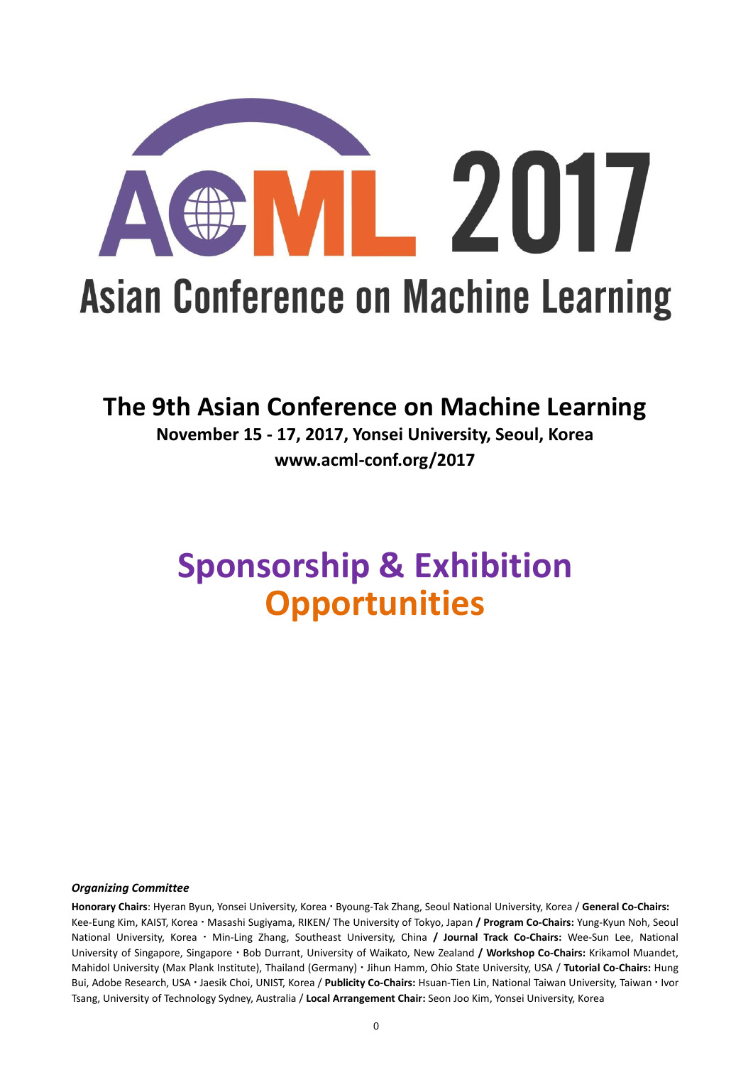# ACML 2017

## Asian Conference on Machine Learning

## The 9th Asian Conference on Machine Learning

**November 15 - 17, 2017, Yonsei University, Seoul, Korea**

**www.acml-conf.org/2017**

# Sponsorship & Exhibition Opportunities

***Organizing Committee***

**Honorary Chairs**: Hyeran Byun, Yonsei University, Korea · Byoung-Tak Zhang, Seoul National University, Korea / **General Co-Chairs:** Kee-Eung Kim, KAIST, Korea · Masashi Sugiyama, RIKEN/ The University of Tokyo, Japan **/ Program Co-Chairs:** Yung-Kyun Noh, Seoul National University, Korea · Min-Ling Zhang, Southeast University, China **/ Journal Track Co-Chairs:** Wee-Sun Lee, National University of Singapore, Singapore · Bob Durrant, University of Waikato, New Zealand **/ Workshop Co-Chairs:** Krikamol Muandet, Mahidol University (Max Plank Institute), Thailand (Germany) · Jihun Hamm, Ohio State University, USA / **Tutorial Co-Chairs:** Hung Bui, Adobe Research, USA · Jaesik Choi, UNIST, Korea / **Publicity Co-Chairs:** Hsuan-Tien Lin, National Taiwan University, Taiwan · Ivor Tsang, University of Technology Sydney, Australia / **Local Arrangement Chair:** Seon Joo Kim, Yonsei University, Korea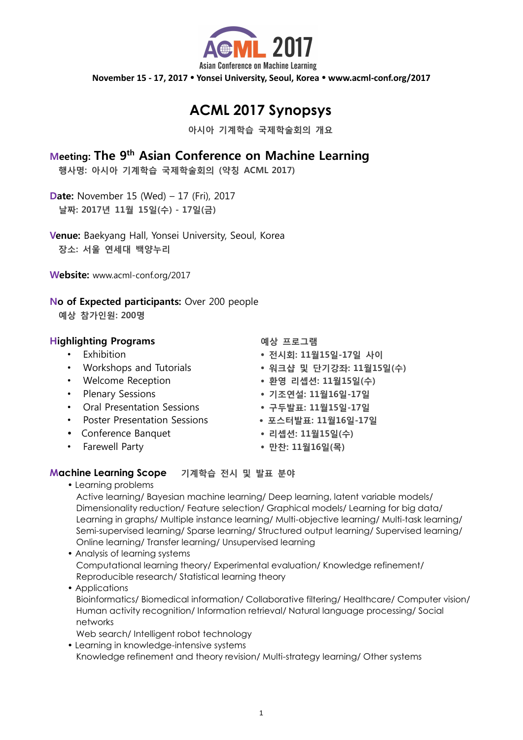ACML 2017

Asian Conference on Machine Learning

**November 15 - 17, 2017 • Yonsei University, Seoul, Korea • www.acml-conf.org/2017**

# ACML 2017 Synopsys

**아시아 기계학습 국제학술회의 개요**

## Meeting: The 9th Asian Conference on Machine Learning

**행사명: 아시아 기계학습 국제학술회의 (약칭 ACML 2017)**

**Date:** November 15 (Wed) – 17 (Fri), 2017

**날짜: 2017년 11월 15일(수) - 17일(금)**

**Venue:** Baekyang Hall, Yonsei University, Seoul, Korea

**장소: 서울 연세대 백양누리**

**Website:** www.acml-conf.org/2017

**No of Expected participants:** Over 200 people

**예상 참가인원: 200명**

### Highlighting Programs

- Exhibition
- Workshops and Tutorials
- Welcome Reception
- Plenary Sessions
- Oral Presentation Sessions
- Poster Presentation Sessions
- Conference Banquet
- Farewell Party

### 예상 프로그램

- **전시회: 11월15일-17일 사이**
- **워크샵 및 단기강좌: 11월15일(수)**
- **환영 리셉션: 11월15일(수)**
- **기조연설: 11월16일-17일**
- **구두발표: 11월15일-17일**
- **포스터발표: 11월16일-17일**
- **리셉션: 11월15일(수)**
- **만찬: 11월16일(목)**

### Machine Learning Scope 기계학습 전시 및 발표 분야

- Learning problems
  Active learning/ Bayesian machine learning/ Deep learning, latent variable models/ Dimensionality reduction/ Feature selection/ Graphical models/ Learning for big data/ Learning in graphs/ Multiple instance learning/ Multi-objective learning/ Multi-task learning/ Semi-supervised learning/ Sparse learning/ Structured output learning/ Supervised learning/ Online learning/ Transfer learning/ Unsupervised learning
- Analysis of learning systems
  Computational learning theory/ Experimental evaluation/ Knowledge refinement/ Reproducible research/ Statistical learning theory
- Applications
  Bioinformatics/ Biomedical information/ Collaborative filtering/ Healthcare/ Computer vision/ Human activity recognition/ Information retrieval/ Natural language processing/ Social networks
  Web search/ Intelligent robot technology
- Learning in knowledge-intensive systems
  Knowledge refinement and theory revision/ Multi-strategy learning/ Other systems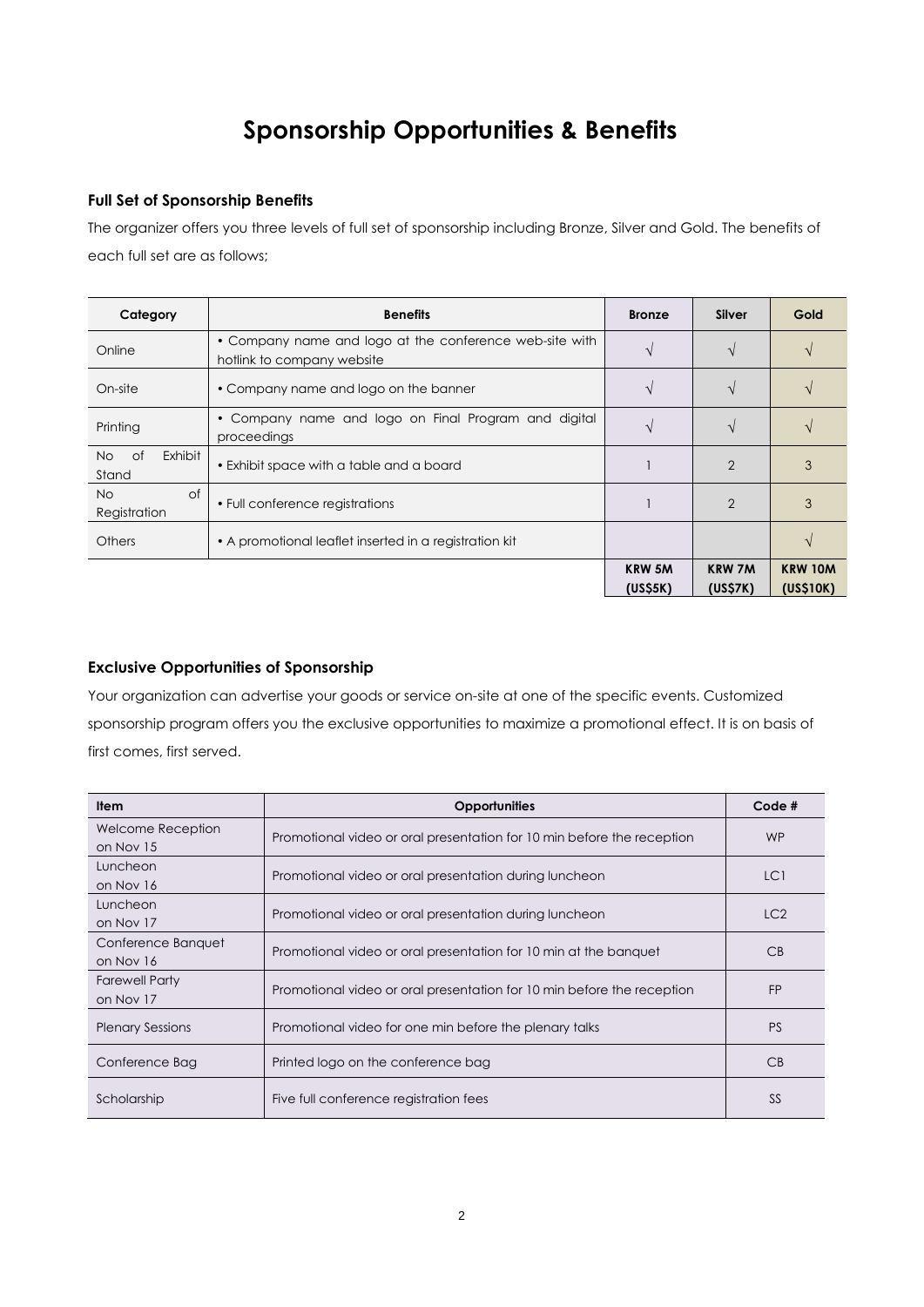# Sponsorship Opportunities & Benefits

### Full Set of Sponsorship Benefits

The organizer offers you three levels of full set of sponsorship including Bronze, Silver and Gold. The benefits of each full set are as follows;

| Category | Benefits | Bronze | Silver | Gold |
|---|---|---|---|---|
| Online | • Company name and logo at the conference web-site with hotlink to company website | √ | √ | √ |
| On-site | • Company name and logo on the banner | √ | √ | √ |
| Printing | • Company name and logo on Final Program and digital proceedings | √ | √ | √ |
| No of Exhibit Stand | • Exhibit space with a table and a board | 1 | 2 | 3 |
| No of Registration | • Full conference registrations | 1 | 2 | 3 |
| Others | • A promotional leaflet inserted in a registration kit | | | √ |
| | | **KRW 5M (US$5K)** | **KRW 7M (US$7K)** | **KRW 10M (US$10K)** |

### Exclusive Opportunities of Sponsorship

Your organization can advertise your goods or service on-site at one of the specific events. Customized sponsorship program offers you the exclusive opportunities to maximize a promotional effect. It is on basis of first comes, first served.

| Item | Opportunities | Code # |
|---|---|---|
| Welcome Reception on Nov 15 | Promotional video or oral presentation for 10 min before the reception | WP |
| Luncheon on Nov 16 | Promotional video or oral presentation during luncheon | LC1 |
| Luncheon on Nov 17 | Promotional video or oral presentation during luncheon | LC2 |
| Conference Banquet on Nov 16 | Promotional video or oral presentation for 10 min at the banquet | CB |
| Farewell Party on Nov 17 | Promotional video or oral presentation for 10 min before the reception | FP |
| Plenary Sessions | Promotional video for one min before the plenary talks | PS |
| Conference Bag | Printed logo on the conference bag | CB |
| Scholarship | Five full conference registration fees | SS |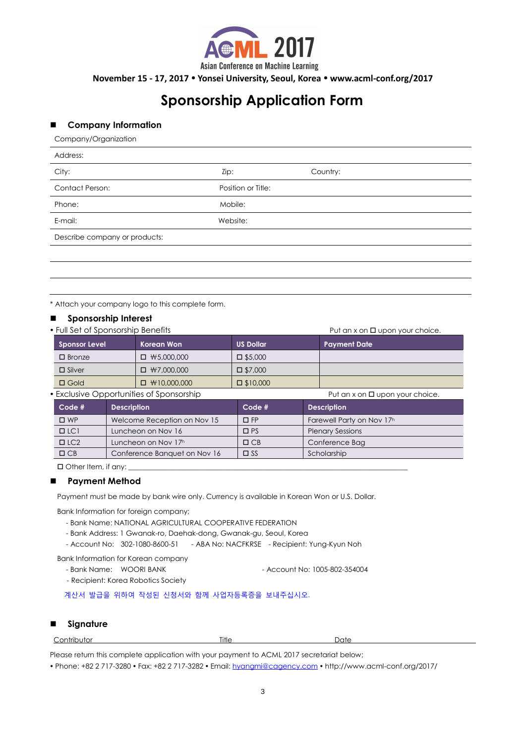ACML 2017

Asian Conference on Machine Learning

**November 15 - 17, 2017 • Yonsei University, Seoul, Korea • www.acml-conf.org/2017**

# Sponsorship Application Form

## Company Information

| | | |
|---|---|---|
| Company/Organization | | |
| Address: | | |
| City: | Zip: | Country: |
| Contact Person: | Position or Title: | |
| Phone: | Mobile: | |
| E-mail: | Website: | |
| Describe company or products: | | |

\* Attach your company logo to this complete form.

## Sponsorship Interest

• Full Set of Sponsorship Benefits — Put an x on ☐ upon your choice.

| Sponsor Level | Korean Won | US Dollar | Payment Date |
|---|---|---|---|
| ☐ Bronze | ☐ ₩5,000,000 | ☐ $5,000 | |
| ☐ Silver | ☐ ₩7,000,000 | ☐ $7,000 | |
| ☐ Gold | ☐ ₩10,000,000 | ☐ $10,000 | |

• Exclusive Opportunities of Sponsorship — Put an x on ☐ upon your choice.

| Code # | Description | Code # | Description |
|---|---|---|---|
| ☐ WP | Welcome Reception on Nov 15 | ☐ FP | Farewell Party on Nov 17h |
| ☐ LC1 | Luncheon on Nov 16 | ☐ PS | Plenary Sessions |
| ☐ LC2 | Luncheon on Nov 17h | ☐ CB | Conference Bag |
| ☐ CB | Conference Banquet on Nov 16 | ☐ SS | Scholarship |

☐ Other Item, if any: ______________________________

## Payment Method

Payment must be made by bank wire only. Currency is available in Korean Won or U.S. Dollar.

Bank Information for foreign company;

- Bank Name: NATIONAL AGRICULTURAL COOPERATIVE FEDERATION
- Bank Address: 1 Gwanak-ro, Daehak-dong, Gwanak-gu, Seoul, Korea
- Account No: 302-1080-8600-51 - ABA No: NACFKRSE - Recipient: Yung-Kyun Noh

Bank Information for Korean company

- Bank Name: WOORI BANK - Account No: 1005-802-354004
- Recipient: Korea Robotics Society

계산서 발급을 위하여 작성된 신청서와 함께 사업자등록증을 보내주십시오.

## Signature

| Contributor | Title | Date |
|---|---|---|
| | | |

Please return this complete application with your payment to ACML 2017 secretariat below;

• Phone: +82 2 717-3280 • Fax: +82 2 717-3282 • Email: hyangmi@cagency.com • http://www.acml-conf.org/2017/